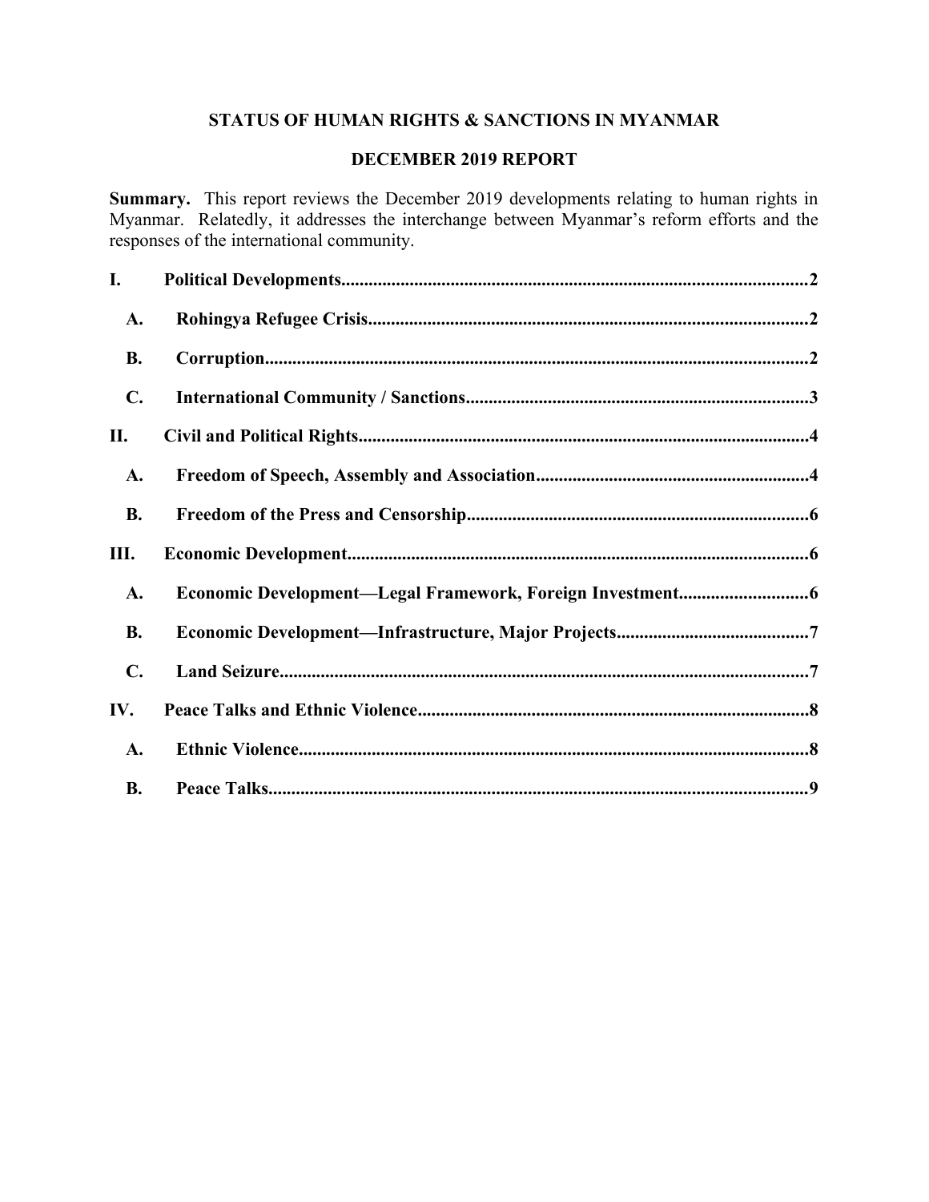# STATUS OF HUMAN RIGHTS & SANCTIONS IN MYANMAR

## DECEMBER 2019 REPORT

**Summary.** This report reviews the December 2019 developments relating to human rights in Myanmar. Relatedly, it addresses the interchange between Myanmar's reform efforts and the responses of the international community.

**I. Political Developments** ..... 2

- **A. Rohingya Refugee Crisis** ..... 2
- **B. Corruption** ..... 2
- **C. International Community / Sanctions** ..... 3

**II. Civil and Political Rights** ..... 4

- **A. Freedom of Speech, Assembly and Association** ..... 4
- **B. Freedom of the Press and Censorship** ..... 6

**III. Economic Development** ..... 6

- **A. Economic Development—Legal Framework, Foreign Investment** ..... 6
- **B. Economic Development—Infrastructure, Major Projects** ..... 7
- **C. Land Seizure** ..... 7

**IV. Peace Talks and Ethnic Violence** ..... 8

- **A. Ethnic Violence** ..... 8
- **B. Peace Talks** ..... 9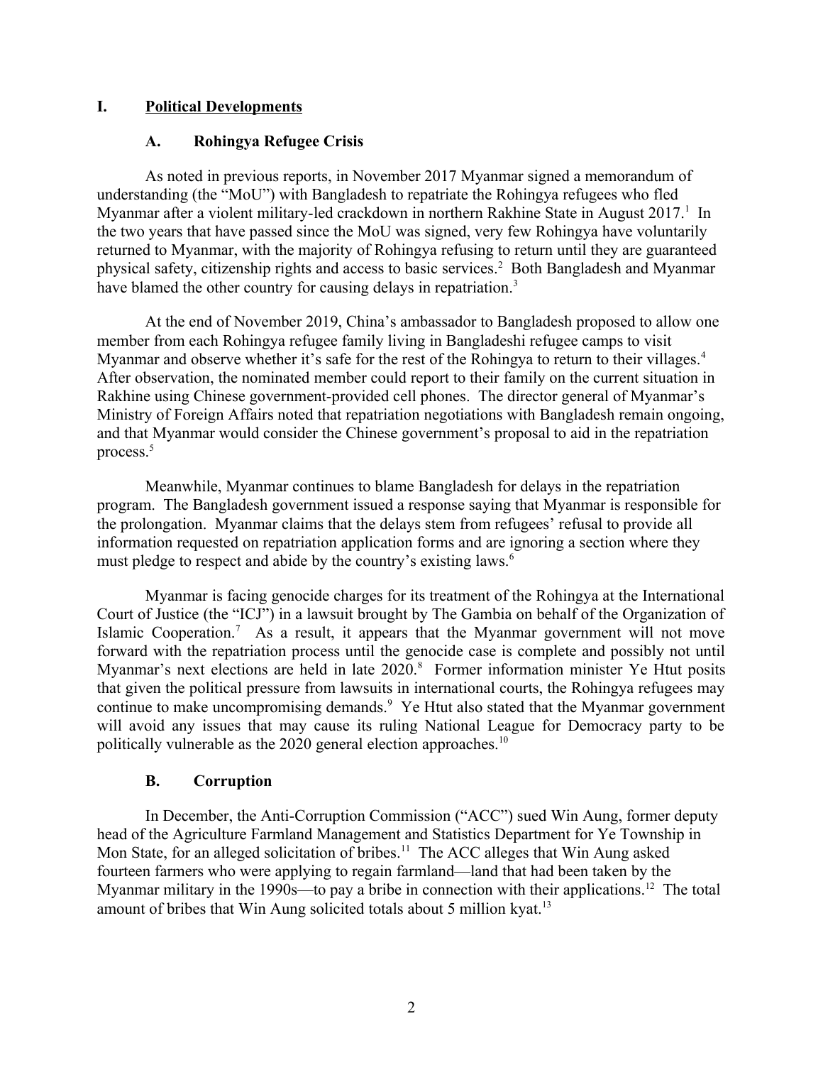# I. Political Developments

## A. Rohingya Refugee Crisis

As noted in previous reports, in November 2017 Myanmar signed a memorandum of understanding (the "MoU") with Bangladesh to repatriate the Rohingya refugees who fled Myanmar after a violent military-led crackdown in northern Rakhine State in August 2017.[1] In the two years that have passed since the MoU was signed, very few Rohingya have voluntarily returned to Myanmar, with the majority of Rohingya refusing to return until they are guaranteed physical safety, citizenship rights and access to basic services.[2] Both Bangladesh and Myanmar have blamed the other country for causing delays in repatriation.[3]

At the end of November 2019, China's ambassador to Bangladesh proposed to allow one member from each Rohingya refugee family living in Bangladeshi refugee camps to visit Myanmar and observe whether it's safe for the rest of the Rohingya to return to their villages.[4] After observation, the nominated member could report to their family on the current situation in Rakhine using Chinese government-provided cell phones. The director general of Myanmar's Ministry of Foreign Affairs noted that repatriation negotiations with Bangladesh remain ongoing, and that Myanmar would consider the Chinese government's proposal to aid in the repatriation process.[5]

Meanwhile, Myanmar continues to blame Bangladesh for delays in the repatriation program. The Bangladesh government issued a response saying that Myanmar is responsible for the prolongation. Myanmar claims that the delays stem from refugees' refusal to provide all information requested on repatriation application forms and are ignoring a section where they must pledge to respect and abide by the country's existing laws.[6]

Myanmar is facing genocide charges for its treatment of the Rohingya at the International Court of Justice (the "ICJ") in a lawsuit brought by The Gambia on behalf of the Organization of Islamic Cooperation.[7] As a result, it appears that the Myanmar government will not move forward with the repatriation process until the genocide case is complete and possibly not until Myanmar's next elections are held in late 2020.[8] Former information minister Ye Htut posits that given the political pressure from lawsuits in international courts, the Rohingya refugees may continue to make uncompromising demands.[9] Ye Htut also stated that the Myanmar government will avoid any issues that may cause its ruling National League for Democracy party to be politically vulnerable as the 2020 general election approaches.[10]

## B. Corruption

In December, the Anti-Corruption Commission ("ACC") sued Win Aung, former deputy head of the Agriculture Farmland Management and Statistics Department for Ye Township in Mon State, for an alleged solicitation of bribes.[11] The ACC alleges that Win Aung asked fourteen farmers who were applying to regain farmland—land that had been taken by the Myanmar military in the 1990s—to pay a bribe in connection with their applications.[12] The total amount of bribes that Win Aung solicited totals about 5 million kyat.[13]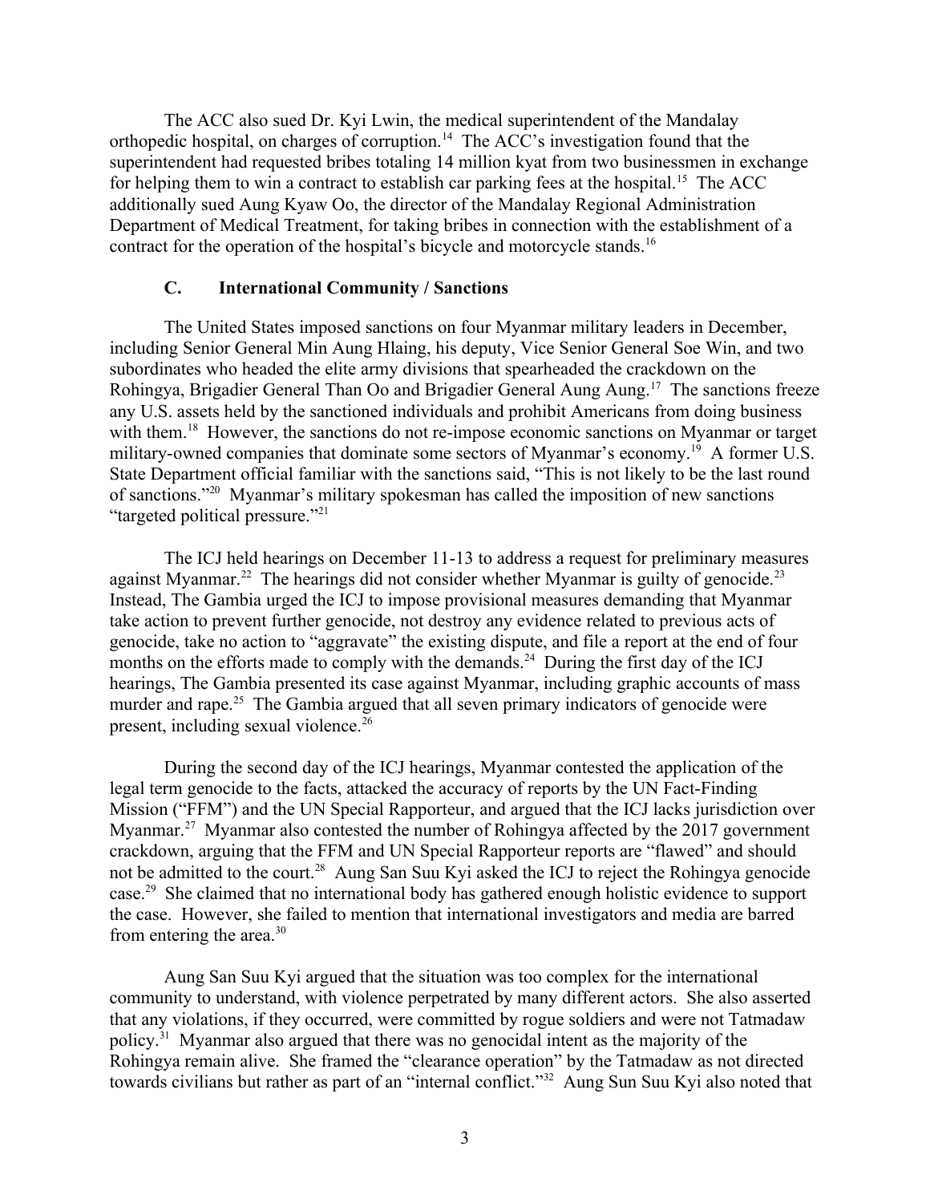The ACC also sued Dr. Kyi Lwin, the medical superintendent of the Mandalay orthopedic hospital, on charges of corruption.[14] The ACC's investigation found that the superintendent had requested bribes totaling 14 million kyat from two businessmen in exchange for helping them to win a contract to establish car parking fees at the hospital.[15] The ACC additionally sued Aung Kyaw Oo, the director of the Mandalay Regional Administration Department of Medical Treatment, for taking bribes in connection with the establishment of a contract for the operation of the hospital's bicycle and motorcycle stands.[16]

### C. International Community / Sanctions

The United States imposed sanctions on four Myanmar military leaders in December, including Senior General Min Aung Hlaing, his deputy, Vice Senior General Soe Win, and two subordinates who headed the elite army divisions that spearheaded the crackdown on the Rohingya, Brigadier General Than Oo and Brigadier General Aung Aung.[17] The sanctions freeze any U.S. assets held by the sanctioned individuals and prohibit Americans from doing business with them.[18] However, the sanctions do not re-impose economic sanctions on Myanmar or target military-owned companies that dominate some sectors of Myanmar's economy.[19] A former U.S. State Department official familiar with the sanctions said, "This is not likely to be the last round of sanctions."[20] Myanmar's military spokesman has called the imposition of new sanctions "targeted political pressure."[21]

The ICJ held hearings on December 11-13 to address a request for preliminary measures against Myanmar.[22] The hearings did not consider whether Myanmar is guilty of genocide.[23] Instead, The Gambia urged the ICJ to impose provisional measures demanding that Myanmar take action to prevent further genocide, not destroy any evidence related to previous acts of genocide, take no action to "aggravate" the existing dispute, and file a report at the end of four months on the efforts made to comply with the demands.[24] During the first day of the ICJ hearings, The Gambia presented its case against Myanmar, including graphic accounts of mass murder and rape.[25] The Gambia argued that all seven primary indicators of genocide were present, including sexual violence.[26]

During the second day of the ICJ hearings, Myanmar contested the application of the legal term genocide to the facts, attacked the accuracy of reports by the UN Fact-Finding Mission ("FFM") and the UN Special Rapporteur, and argued that the ICJ lacks jurisdiction over Myanmar.[27] Myanmar also contested the number of Rohingya affected by the 2017 government crackdown, arguing that the FFM and UN Special Rapporteur reports are "flawed" and should not be admitted to the court.[28] Aung San Suu Kyi asked the ICJ to reject the Rohingya genocide case.[29] She claimed that no international body has gathered enough holistic evidence to support the case. However, she failed to mention that international investigators and media are barred from entering the area.[30]

Aung San Suu Kyi argued that the situation was too complex for the international community to understand, with violence perpetrated by many different actors. She also asserted that any violations, if they occurred, were committed by rogue soldiers and were not Tatmadaw policy.[31] Myanmar also argued that there was no genocidal intent as the majority of the Rohingya remain alive. She framed the "clearance operation" by the Tatmadaw as not directed towards civilians but rather as part of an "internal conflict."[32] Aung Sun Suu Kyi also noted that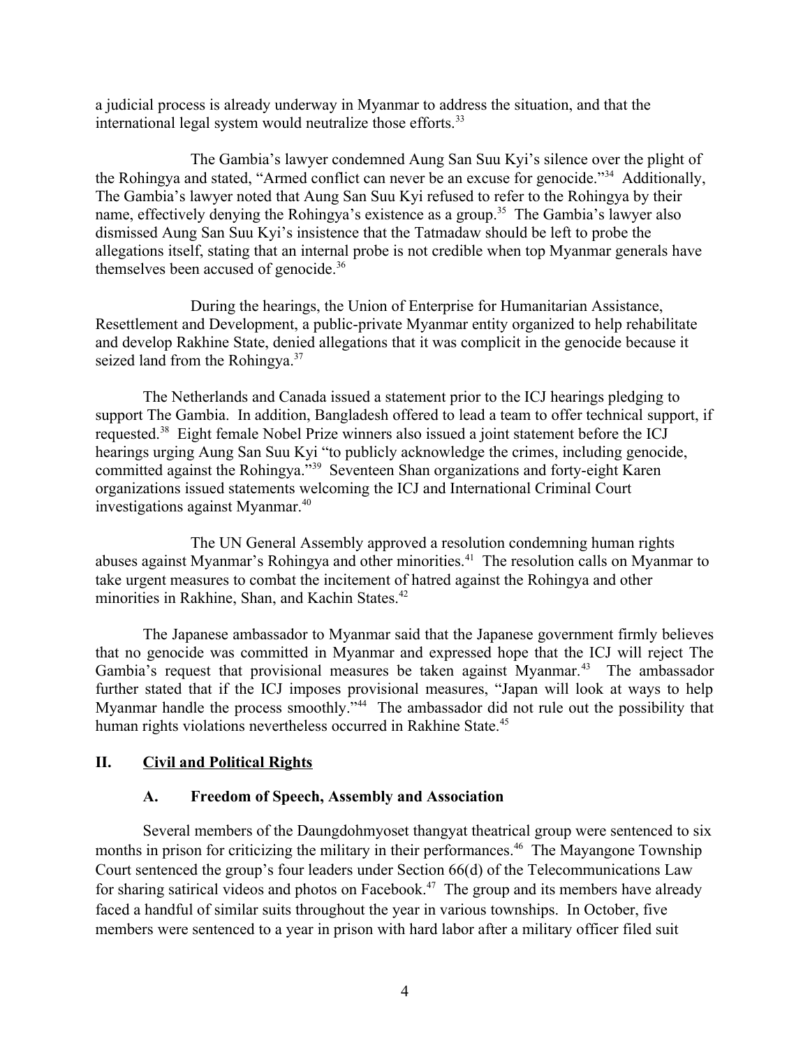a judicial process is already underway in Myanmar to address the situation, and that the international legal system would neutralize those efforts.[33]

The Gambia's lawyer condemned Aung San Suu Kyi's silence over the plight of the Rohingya and stated, "Armed conflict can never be an excuse for genocide."[34] Additionally, The Gambia's lawyer noted that Aung San Suu Kyi refused to refer to the Rohingya by their name, effectively denying the Rohingya's existence as a group.[35] The Gambia's lawyer also dismissed Aung San Suu Kyi's insistence that the Tatmadaw should be left to probe the allegations itself, stating that an internal probe is not credible when top Myanmar generals have themselves been accused of genocide.[36]

During the hearings, the Union of Enterprise for Humanitarian Assistance, Resettlement and Development, a public-private Myanmar entity organized to help rehabilitate and develop Rakhine State, denied allegations that it was complicit in the genocide because it seized land from the Rohingya.[37]

The Netherlands and Canada issued a statement prior to the ICJ hearings pledging to support The Gambia. In addition, Bangladesh offered to lead a team to offer technical support, if requested.[38] Eight female Nobel Prize winners also issued a joint statement before the ICJ hearings urging Aung San Suu Kyi "to publicly acknowledge the crimes, including genocide, committed against the Rohingya."[39] Seventeen Shan organizations and forty-eight Karen organizations issued statements welcoming the ICJ and International Criminal Court investigations against Myanmar.[40]

The UN General Assembly approved a resolution condemning human rights abuses against Myanmar's Rohingya and other minorities.[41] The resolution calls on Myanmar to take urgent measures to combat the incitement of hatred against the Rohingya and other minorities in Rakhine, Shan, and Kachin States.[42]

The Japanese ambassador to Myanmar said that the Japanese government firmly believes that no genocide was committed in Myanmar and expressed hope that the ICJ will reject The Gambia's request that provisional measures be taken against Myanmar.[43] The ambassador further stated that if the ICJ imposes provisional measures, "Japan will look at ways to help Myanmar handle the process smoothly."[44] The ambassador did not rule out the possibility that human rights violations nevertheless occurred in Rakhine State.[45]

## II. Civil and Political Rights

### A. Freedom of Speech, Assembly and Association

Several members of the Daungdohmyoset thangyat theatrical group were sentenced to six months in prison for criticizing the military in their performances.[46] The Mayangone Township Court sentenced the group's four leaders under Section 66(d) of the Telecommunications Law for sharing satirical videos and photos on Facebook.[47] The group and its members have already faced a handful of similar suits throughout the year in various townships. In October, five members were sentenced to a year in prison with hard labor after a military officer filed suit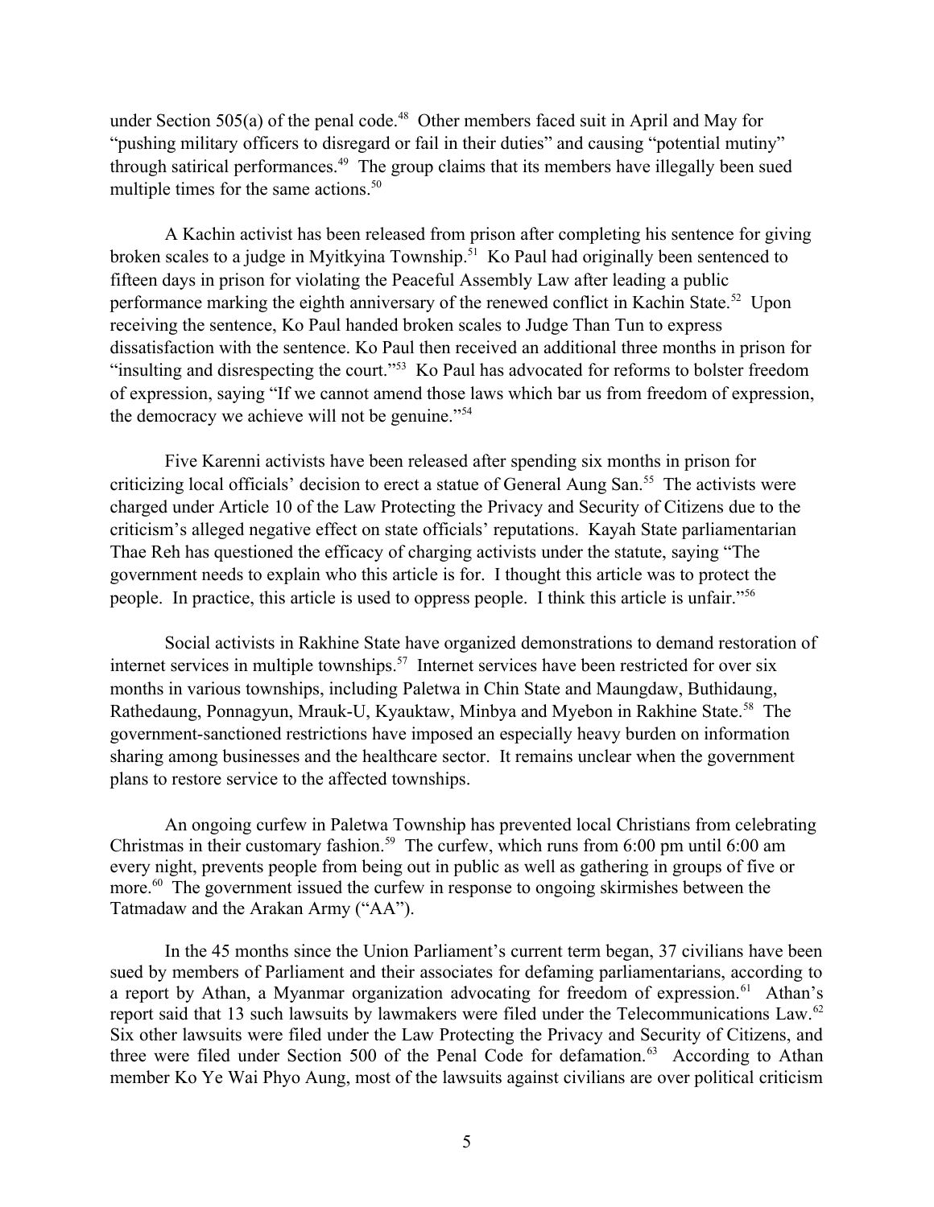under Section 505(a) of the penal code.[48] Other members faced suit in April and May for "pushing military officers to disregard or fail in their duties" and causing "potential mutiny" through satirical performances.[49] The group claims that its members have illegally been sued multiple times for the same actions.[50]

A Kachin activist has been released from prison after completing his sentence for giving broken scales to a judge in Myitkyina Township.[51] Ko Paul had originally been sentenced to fifteen days in prison for violating the Peaceful Assembly Law after leading a public performance marking the eighth anniversary of the renewed conflict in Kachin State.[52] Upon receiving the sentence, Ko Paul handed broken scales to Judge Than Tun to express dissatisfaction with the sentence. Ko Paul then received an additional three months in prison for "insulting and disrespecting the court."[53] Ko Paul has advocated for reforms to bolster freedom of expression, saying "If we cannot amend those laws which bar us from freedom of expression, the democracy we achieve will not be genuine."[54]

Five Karenni activists have been released after spending six months in prison for criticizing local officials' decision to erect a statue of General Aung San.[55] The activists were charged under Article 10 of the Law Protecting the Privacy and Security of Citizens due to the criticism's alleged negative effect on state officials' reputations. Kayah State parliamentarian Thae Reh has questioned the efficacy of charging activists under the statute, saying "The government needs to explain who this article is for. I thought this article was to protect the people. In practice, this article is used to oppress people. I think this article is unfair."[56]

Social activists in Rakhine State have organized demonstrations to demand restoration of internet services in multiple townships.[57] Internet services have been restricted for over six months in various townships, including Paletwa in Chin State and Maungdaw, Buthidaung, Rathedaung, Ponnagyun, Mrauk-U, Kyauktaw, Minbya and Myebon in Rakhine State.[58] The government-sanctioned restrictions have imposed an especially heavy burden on information sharing among businesses and the healthcare sector. It remains unclear when the government plans to restore service to the affected townships.

An ongoing curfew in Paletwa Township has prevented local Christians from celebrating Christmas in their customary fashion.[59] The curfew, which runs from 6:00 pm until 6:00 am every night, prevents people from being out in public as well as gathering in groups of five or more.[60] The government issued the curfew in response to ongoing skirmishes between the Tatmadaw and the Arakan Army ("AA").

In the 45 months since the Union Parliament's current term began, 37 civilians have been sued by members of Parliament and their associates for defaming parliamentarians, according to a report by Athan, a Myanmar organization advocating for freedom of expression.[61] Athan's report said that 13 such lawsuits by lawmakers were filed under the Telecommunications Law.[62] Six other lawsuits were filed under the Law Protecting the Privacy and Security of Citizens, and three were filed under Section 500 of the Penal Code for defamation.[63] According to Athan member Ko Ye Wai Phyo Aung, most of the lawsuits against civilians are over political criticism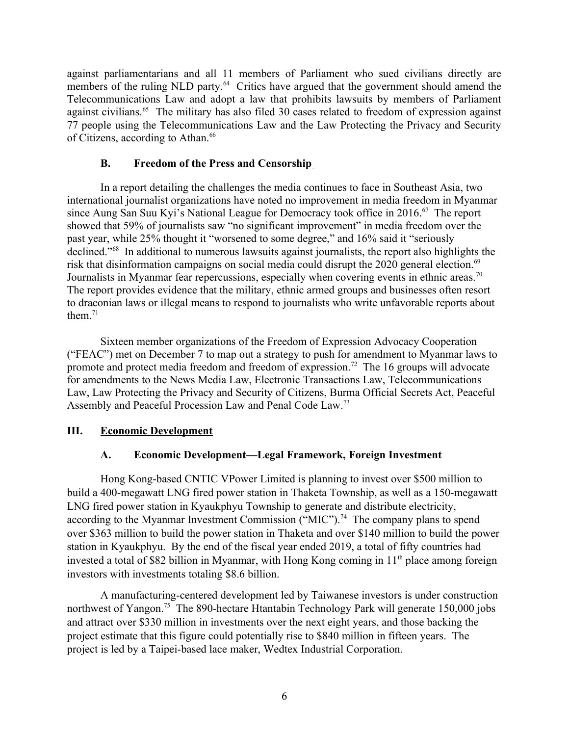against parliamentarians and all 11 members of Parliament who sued civilians directly are members of the ruling NLD party.[64] Critics have argued that the government should amend the Telecommunications Law and adopt a law that prohibits lawsuits by members of Parliament against civilians.[65] The military has also filed 30 cases related to freedom of expression against 77 people using the Telecommunications Law and the Law Protecting the Privacy and Security of Citizens, according to Athan.[66]

### B. Freedom of the Press and Censorship

In a report detailing the challenges the media continues to face in Southeast Asia, two international journalist organizations have noted no improvement in media freedom in Myanmar since Aung San Suu Kyi's National League for Democracy took office in 2016.[67] The report showed that 59% of journalists saw "no significant improvement" in media freedom over the past year, while 25% thought it "worsened to some degree," and 16% said it "seriously declined."[68] In additional to numerous lawsuits against journalists, the report also highlights the risk that disinformation campaigns on social media could disrupt the 2020 general election.[69] Journalists in Myanmar fear repercussions, especially when covering events in ethnic areas.[70] The report provides evidence that the military, ethnic armed groups and businesses often resort to draconian laws or illegal means to respond to journalists who write unfavorable reports about them.[71]

Sixteen member organizations of the Freedom of Expression Advocacy Cooperation ("FEAC") met on December 7 to map out a strategy to push for amendment to Myanmar laws to promote and protect media freedom and freedom of expression.[72] The 16 groups will advocate for amendments to the News Media Law, Electronic Transactions Law, Telecommunications Law, Law Protecting the Privacy and Security of Citizens, Burma Official Secrets Act, Peaceful Assembly and Peaceful Procession Law and Penal Code Law.[73]

## III. Economic Development

### A. Economic Development—Legal Framework, Foreign Investment

Hong Kong-based CNTIC VPower Limited is planning to invest over \$500 million to build a 400-megawatt LNG fired power station in Thaketa Township, as well as a 150-megawatt LNG fired power station in Kyaukphyu Township to generate and distribute electricity, according to the Myanmar Investment Commission ("MIC").[74] The company plans to spend over \$363 million to build the power station in Thaketa and over \$140 million to build the power station in Kyaukphyu. By the end of the fiscal year ended 2019, a total of fifty countries had invested a total of \$82 billion in Myanmar, with Hong Kong coming in 11th place among foreign investors with investments totaling \$8.6 billion.

A manufacturing-centered development led by Taiwanese investors is under construction northwest of Yangon.[75] The 890-hectare Htantabin Technology Park will generate 150,000 jobs and attract over \$330 million in investments over the next eight years, and those backing the project estimate that this figure could potentially rise to \$840 million in fifteen years. The project is led by a Taipei-based lace maker, Wedtex Industrial Corporation.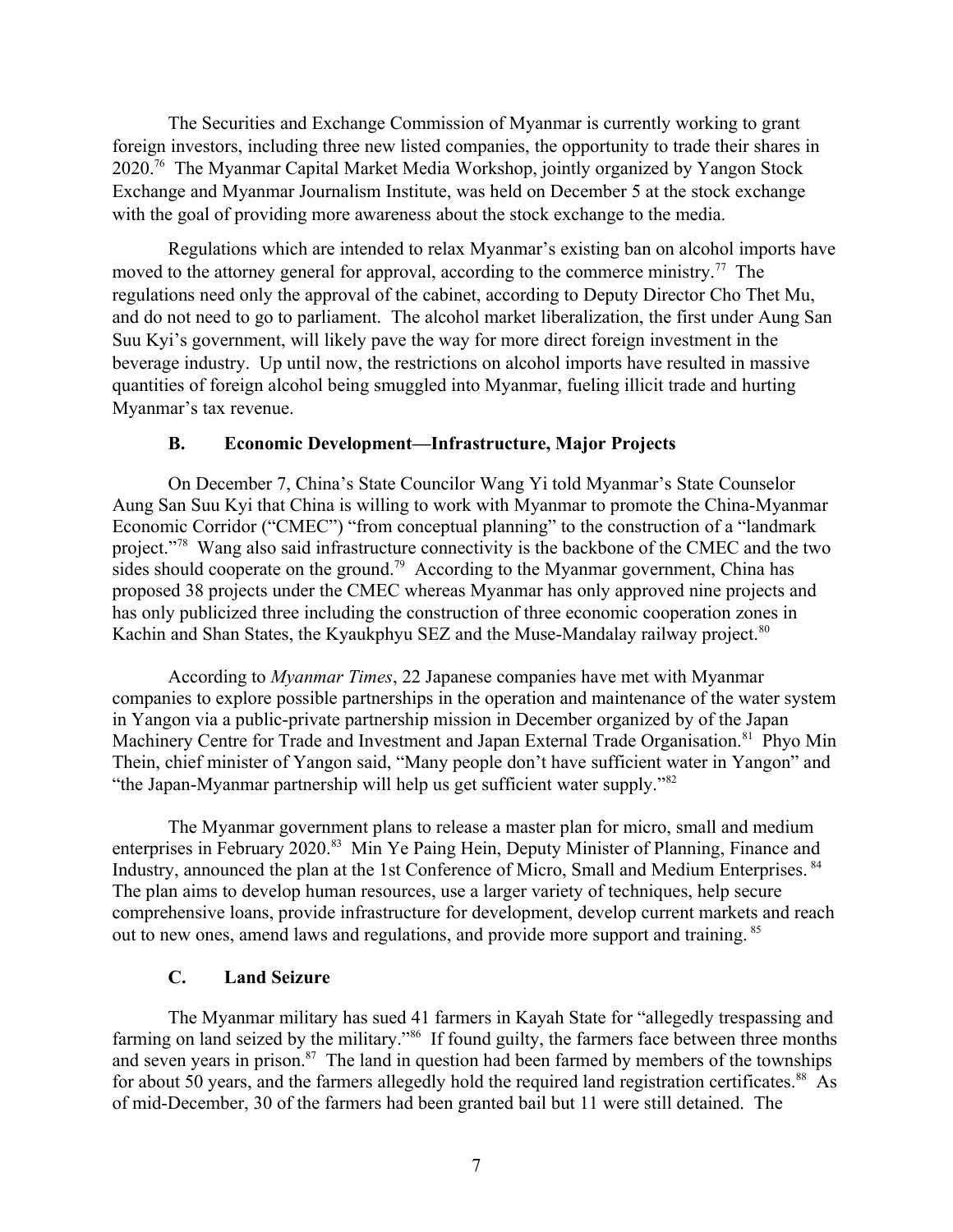The Securities and Exchange Commission of Myanmar is currently working to grant foreign investors, including three new listed companies, the opportunity to trade their shares in 2020.[76] The Myanmar Capital Market Media Workshop, jointly organized by Yangon Stock Exchange and Myanmar Journalism Institute, was held on December 5 at the stock exchange with the goal of providing more awareness about the stock exchange to the media.

Regulations which are intended to relax Myanmar's existing ban on alcohol imports have moved to the attorney general for approval, according to the commerce ministry.[77] The regulations need only the approval of the cabinet, according to Deputy Director Cho Thet Mu, and do not need to go to parliament. The alcohol market liberalization, the first under Aung San Suu Kyi's government, will likely pave the way for more direct foreign investment in the beverage industry. Up until now, the restrictions on alcohol imports have resulted in massive quantities of foreign alcohol being smuggled into Myanmar, fueling illicit trade and hurting Myanmar's tax revenue.

### B. Economic Development—Infrastructure, Major Projects

On December 7, China's State Councilor Wang Yi told Myanmar's State Counselor Aung San Suu Kyi that China is willing to work with Myanmar to promote the China-Myanmar Economic Corridor ("CMEC") "from conceptual planning" to the construction of a "landmark project."[78] Wang also said infrastructure connectivity is the backbone of the CMEC and the two sides should cooperate on the ground.[79] According to the Myanmar government, China has proposed 38 projects under the CMEC whereas Myanmar has only approved nine projects and has only publicized three including the construction of three economic cooperation zones in Kachin and Shan States, the Kyaukphyu SEZ and the Muse-Mandalay railway project.[80]

According to *Myanmar Times*, 22 Japanese companies have met with Myanmar companies to explore possible partnerships in the operation and maintenance of the water system in Yangon via a public-private partnership mission in December organized by of the Japan Machinery Centre for Trade and Investment and Japan External Trade Organisation.[81] Phyo Min Thein, chief minister of Yangon said, "Many people don't have sufficient water in Yangon" and "the Japan-Myanmar partnership will help us get sufficient water supply."[82]

The Myanmar government plans to release a master plan for micro, small and medium enterprises in February 2020.[83] Min Ye Paing Hein, Deputy Minister of Planning, Finance and Industry, announced the plan at the 1st Conference of Micro, Small and Medium Enterprises.[84] The plan aims to develop human resources, use a larger variety of techniques, help secure comprehensive loans, provide infrastructure for development, develop current markets and reach out to new ones, amend laws and regulations, and provide more support and training.[85]

### C. Land Seizure

The Myanmar military has sued 41 farmers in Kayah State for "allegedly trespassing and farming on land seized by the military."[86] If found guilty, the farmers face between three months and seven years in prison.[87] The land in question had been farmed by members of the townships for about 50 years, and the farmers allegedly hold the required land registration certificates.[88] As of mid-December, 30 of the farmers had been granted bail but 11 were still detained. The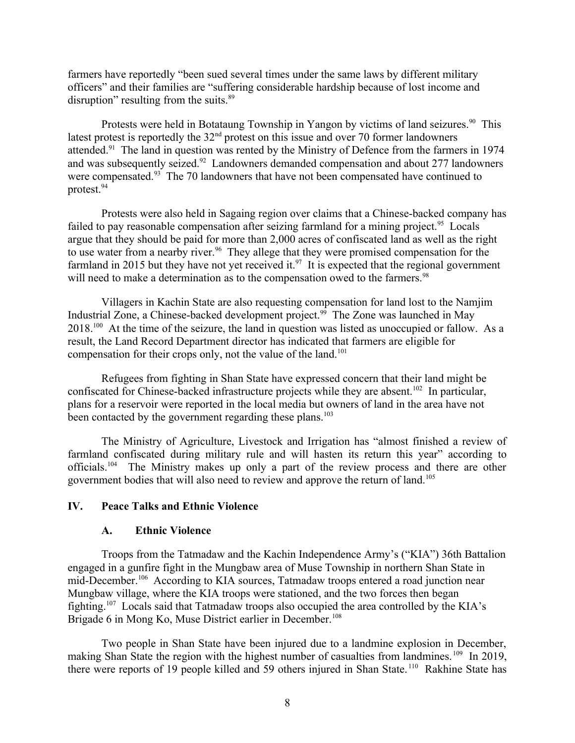farmers have reportedly "been sued several times under the same laws by different military officers" and their families are "suffering considerable hardship because of lost income and disruption" resulting from the suits.[89]

Protests were held in Botataung Township in Yangon by victims of land seizures.[90] This latest protest is reportedly the 32nd protest on this issue and over 70 former landowners attended.[91] The land in question was rented by the Ministry of Defence from the farmers in 1974 and was subsequently seized.[92] Landowners demanded compensation and about 277 landowners were compensated.[93] The 70 landowners that have not been compensated have continued to protest.[94]

Protests were also held in Sagaing region over claims that a Chinese-backed company has failed to pay reasonable compensation after seizing farmland for a mining project.[95] Locals argue that they should be paid for more than 2,000 acres of confiscated land as well as the right to use water from a nearby river.[96] They allege that they were promised compensation for the farmland in 2015 but they have not yet received it.[97] It is expected that the regional government will need to make a determination as to the compensation owed to the farmers.[98]

Villagers in Kachin State are also requesting compensation for land lost to the Namjim Industrial Zone, a Chinese-backed development project.[99] The Zone was launched in May 2018.[100] At the time of the seizure, the land in question was listed as unoccupied or fallow. As a result, the Land Record Department director has indicated that farmers are eligible for compensation for their crops only, not the value of the land.[101]

Refugees from fighting in Shan State have expressed concern that their land might be confiscated for Chinese-backed infrastructure projects while they are absent.[102] In particular, plans for a reservoir were reported in the local media but owners of land in the area have not been contacted by the government regarding these plans.[103]

The Ministry of Agriculture, Livestock and Irrigation has "almost finished a review of farmland confiscated during military rule and will hasten its return this year" according to officials.[104] The Ministry makes up only a part of the review process and there are other government bodies that will also need to review and approve the return of land.[105]

## IV. Peace Talks and Ethnic Violence

### A. Ethnic Violence

Troops from the Tatmadaw and the Kachin Independence Army's ("KIA") 36th Battalion engaged in a gunfire fight in the Mungbaw area of Muse Township in northern Shan State in mid-December.[106] According to KIA sources, Tatmadaw troops entered a road junction near Mungbaw village, where the KIA troops were stationed, and the two forces then began fighting.[107] Locals said that Tatmadaw troops also occupied the area controlled by the KIA's Brigade 6 in Mong Ko, Muse District earlier in December.[108]

Two people in Shan State have been injured due to a landmine explosion in December, making Shan State the region with the highest number of casualties from landmines.[109] In 2019, there were reports of 19 people killed and 59 others injured in Shan State.[110] Rakhine State has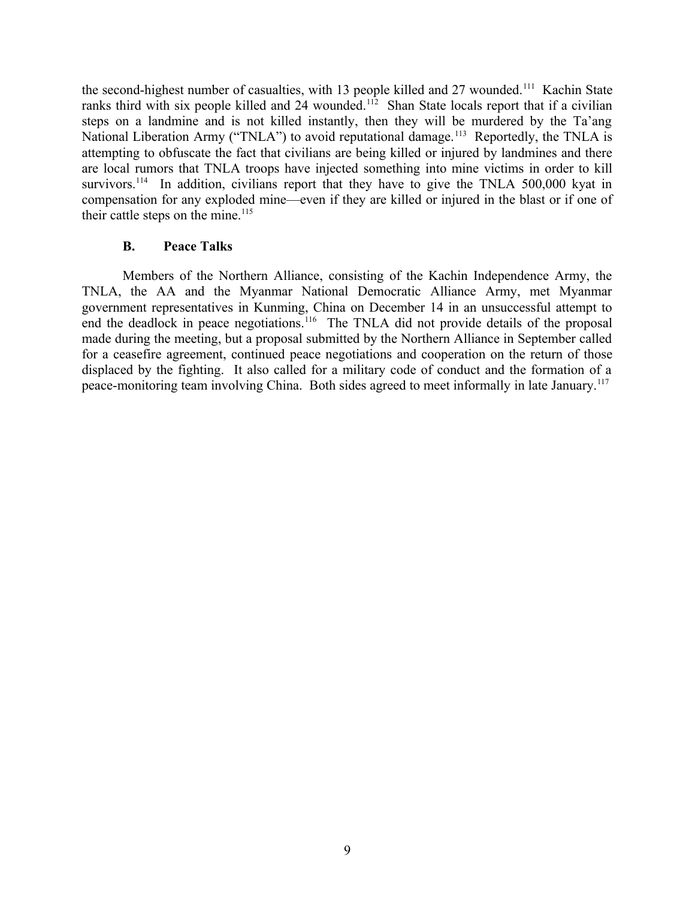the second-highest number of casualties, with 13 people killed and 27 wounded.[111] Kachin State ranks third with six people killed and 24 wounded.[112] Shan State locals report that if a civilian steps on a landmine and is not killed instantly, then they will be murdered by the Ta'ang National Liberation Army ("TNLA") to avoid reputational damage.[113] Reportedly, the TNLA is attempting to obfuscate the fact that civilians are being killed or injured by landmines and there are local rumors that TNLA troops have injected something into mine victims in order to kill survivors.[114] In addition, civilians report that they have to give the TNLA 500,000 kyat in compensation for any exploded mine—even if they are killed or injured in the blast or if one of their cattle steps on the mine.[115]

### B. Peace Talks

Members of the Northern Alliance, consisting of the Kachin Independence Army, the TNLA, the AA and the Myanmar National Democratic Alliance Army, met Myanmar government representatives in Kunming, China on December 14 in an unsuccessful attempt to end the deadlock in peace negotiations.[116] The TNLA did not provide details of the proposal made during the meeting, but a proposal submitted by the Northern Alliance in September called for a ceasefire agreement, continued peace negotiations and cooperation on the return of those displaced by the fighting. It also called for a military code of conduct and the formation of a peace-monitoring team involving China. Both sides agreed to meet informally in late January.[117]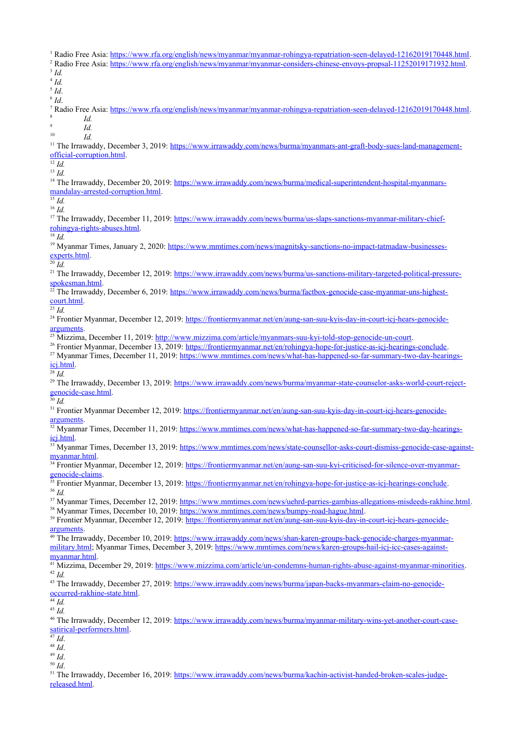[1] Radio Free Asia: https://www.rfa.org/english/news/myanmar/myanmar-rohingya-repatriation-seen-delayed-12162019170448.html.

[2] Radio Free Asia: https://www.rfa.org/english/news/myanmar/myanmar-considers-chinese-envoys-propsal-11252019171932.html.

[3] *Id.*

[4] *Id.*

[5] *Id*.

[6] *Id*.

[7] Radio Free Asia: https://www.rfa.org/english/news/myanmar/myanmar-rohingya-repatriation-seen-delayed-12162019170448.html.

[8] *Id.*

[9] *Id.*

[10] *Id.*

[11] The Irrawaddy, December 3, 2019: https://www.irrawaddy.com/news/burma/myanmars-ant-graft-body-sues-land-management-official-corruption.html.

[12] *Id.*

[13] *Id.*

[14] The Irrawaddy, December 20, 2019: https://www.irrawaddy.com/news/burma/medical-superintendent-hospital-myanmars-mandalay-arrested-corruption.html.

[15] *Id.*

[16] *Id.*

[17] The Irrawaddy, December 11, 2019: https://www.irrawaddy.com/news/burma/us-slaps-sanctions-myanmar-military-chief-rohingya-rights-abuses.html.

[18] *Id.*

[19] Myanmar Times, January 2, 2020: https://www.mmtimes.com/news/magnitsky-sanctions-no-impact-tatmadaw-businesses-experts.html.

[20] *Id.*

[21] The Irrawaddy, December 12, 2019: https://www.irrawaddy.com/news/burma/us-sanctions-military-targeted-political-pressure-spokesman.html.

[22] The Irrawaddy, December 6, 2019: https://www.irrawaddy.com/news/burma/factbox-genocide-case-myanmar-uns-highest-court.html.

[23] *Id.*

[24] Frontier Myanmar, December 12, 2019: https://frontiermyanmar.net/en/aung-san-suu-kyis-day-in-court-icj-hears-genocide-arguments.

[25] Mizzima, December 11, 2019: http://www.mizzima.com/article/myanmars-suu-kyi-told-stop-genocide-un-court.

[26] Frontier Myanmar, December 13, 2019: https://frontiermyanmar.net/en/rohingya-hope-for-justice-as-icj-hearings-conclude.

[27] Myanmar Times, December 11, 2019: https://www.mmtimes.com/news/what-has-happened-so-far-summary-two-day-hearings-icj.html.

[28] *Id.*

[29] The Irrawaddy, December 13, 2019: https://www.irrawaddy.com/news/burma/myanmar-state-counselor-asks-world-court-reject-genocide-case.html.

[30] *Id.*

[31] Frontier Myanmar December 12, 2019: https://frontiermyanmar.net/en/aung-san-suu-kyis-day-in-court-icj-hears-genocide-arguments.

[32] Myanmar Times, December 11, 2019: https://www.mmtimes.com/news/what-has-happened-so-far-summary-two-day-hearings-icj.html.

[33] Myanmar Times, December 13, 2019: https://www.mmtimes.com/news/state-counsellor-asks-court-dismiss-genocide-case-against-myanmar.html.

[34] Frontier Myanmar, December 12, 2019: https://frontiermyanmar.net/en/aung-san-suu-kyi-criticised-for-silence-over-myanmar-genocide-claims.

[35] Frontier Myanmar, December 13, 2019: https://frontiermyanmar.net/en/rohingya-hope-for-justice-as-icj-hearings-conclude.

[36] *Id.*

[37] Myanmar Times, December 12, 2019: https://www.mmtimes.com/news/uehrd-parries-gambias-allegations-misdeeds-rakhine.html.

[38] Myanmar Times, December 10, 2019: https://www.mmtimes.com/news/bumpy-road-hague.html.

[39] Frontier Myanmar, December 12, 2019: https://frontiermyanmar.net/en/aung-san-suu-kyis-day-in-court-icj-hears-genocide-arguments.

[40] The Irrawaddy, December 10, 2019: https://www.irrawaddy.com/news/shan-karen-groups-back-genocide-charges-myanmar-military.html; Myanmar Times, December 3, 2019: https://www.mmtimes.com/news/karen-groups-hail-icj-icc-cases-against-myanmar.html.

[41] Mizzima, December 29, 2019: https://www.mizzima.com/article/un-condemns-human-rights-abuse-against-myanmar-minorities.

[42] *Id.*

[43] The Irrawaddy, December 27, 2019: https://www.irrawaddy.com/news/burma/japan-backs-myanmars-claim-no-genocide-occurred-rakhine-state.html.

[44] *Id.*

[45] *Id.*

[46] The Irrawaddy, December 12, 2019: https://www.irrawaddy.com/news/burma/myanmar-military-wins-yet-another-court-case-satirical-performers.html.

[47] *Id*.

[48] *Id*.

[49] *Id*.

[50] *Id*.

[51] The Irrawaddy, December 16, 2019: https://www.irrawaddy.com/news/burma/kachin-activist-handed-broken-scales-judge-released.html.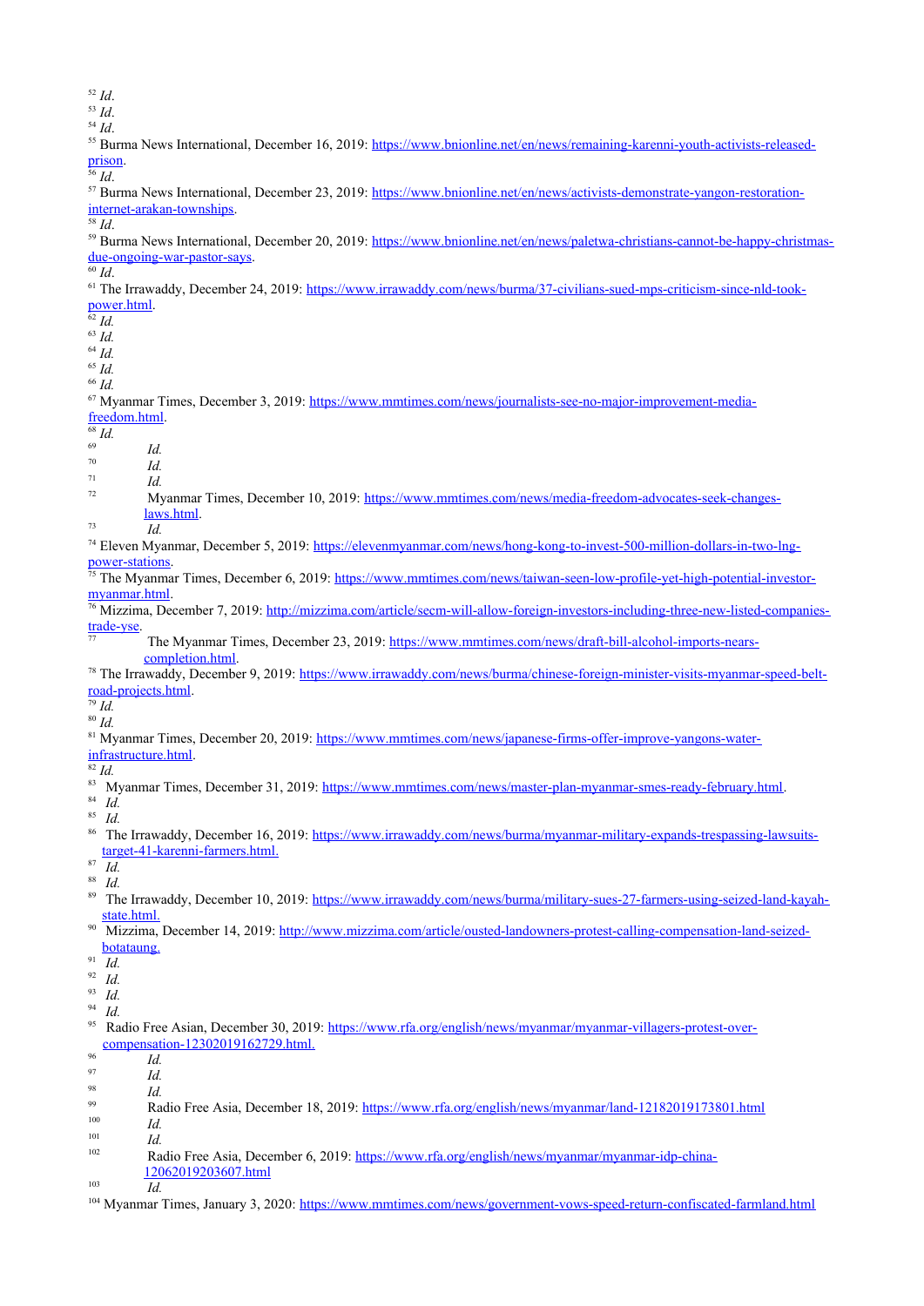[52] *Id*.

[53] *Id*.

[54] *Id*.

[55] Burma News International, December 16, 2019: https://www.bnionline.net/en/news/remaining-karenni-youth-activists-released-prison.

[56] *Id*.

[57] Burma News International, December 23, 2019: https://www.bnionline.net/en/news/activists-demonstrate-yangon-restoration-internet-arakan-townships.

[58] *Id*.

[59] Burma News International, December 20, 2019: https://www.bnionline.net/en/news/paletwa-christians-cannot-be-happy-christmas-due-ongoing-war-pastor-says.

[60] *Id*.

[61] The Irrawaddy, December 24, 2019: https://www.irrawaddy.com/news/burma/37-civilians-sued-mps-criticism-since-nld-took-power.html.

[62] *Id.*

[63] *Id.*

[64] *Id.*

[65] *Id.*

[66] *Id.*

[67] Myanmar Times, December 3, 2019: https://www.mmtimes.com/news/journalists-see-no-major-improvement-media-freedom.html.

[68] *Id.*

[69] *Id.*

[70] *Id.*

[71] *Id.*

[72] Myanmar Times, December 10, 2019: https://www.mmtimes.com/news/media-freedom-advocates-seek-changes-laws.html.

[73] *Id.*

[74] Eleven Myanmar, December 5, 2019: https://elevenmyanmar.com/news/hong-kong-to-invest-500-million-dollars-in-two-lng-power-stations.

[75] The Myanmar Times, December 6, 2019: https://www.mmtimes.com/news/taiwan-seen-low-profile-yet-high-potential-investor-myanmar.html.

[76] Mizzima, December 7, 2019: http://mizzima.com/article/secm-will-allow-foreign-investors-including-three-new-listed-companies-trade-yse.

[77] The Myanmar Times, December 23, 2019: https://www.mmtimes.com/news/draft-bill-alcohol-imports-nears-completion.html.

[78] The Irrawaddy, December 9, 2019: https://www.irrawaddy.com/news/burma/chinese-foreign-minister-visits-myanmar-speed-belt-road-projects.html.

[79] *Id.*

[80] *Id.*

[81] Myanmar Times, December 20, 2019: https://www.mmtimes.com/news/japanese-firms-offer-improve-yangons-water-infrastructure.html.

[82] *Id.*

[83] Myanmar Times, December 31, 2019: https://www.mmtimes.com/news/master-plan-myanmar-smes-ready-february.html.

[84] *Id.*

[85] *Id.*

[86] The Irrawaddy, December 16, 2019: https://www.irrawaddy.com/news/burma/myanmar-military-expands-trespassing-lawsuits-target-41-karenni-farmers.html.

[87] *Id.*

[88] *Id.*

[89] The Irrawaddy, December 10, 2019: https://www.irrawaddy.com/news/burma/military-sues-27-farmers-using-seized-land-kayah-state.html.

[90] Mizzima, December 14, 2019: http://www.mizzima.com/article/ousted-landowners-protest-calling-compensation-land-seized-botataung.

[91] *Id.*

[92] *Id.*

[93] *Id.*

[94] *Id.*

[95] Radio Free Asian, December 30, 2019: https://www.rfa.org/english/news/myanmar/myanmar-villagers-protest-over-compensation-12302019162729.html.

[96] *Id.*

[97] *Id.*

[98] *Id.*

[99] Radio Free Asia, December 18, 2019: https://www.rfa.org/english/news/myanmar/land-12182019173801.html

[100] *Id.*

[101] *Id.*

[102] Radio Free Asia, December 6, 2019: https://www.rfa.org/english/news/myanmar/myanmar-idp-china-12062019203607.html

[103] *Id.*

[104] Myanmar Times, January 3, 2020: https://www.mmtimes.com/news/government-vows-speed-return-confiscated-farmland.html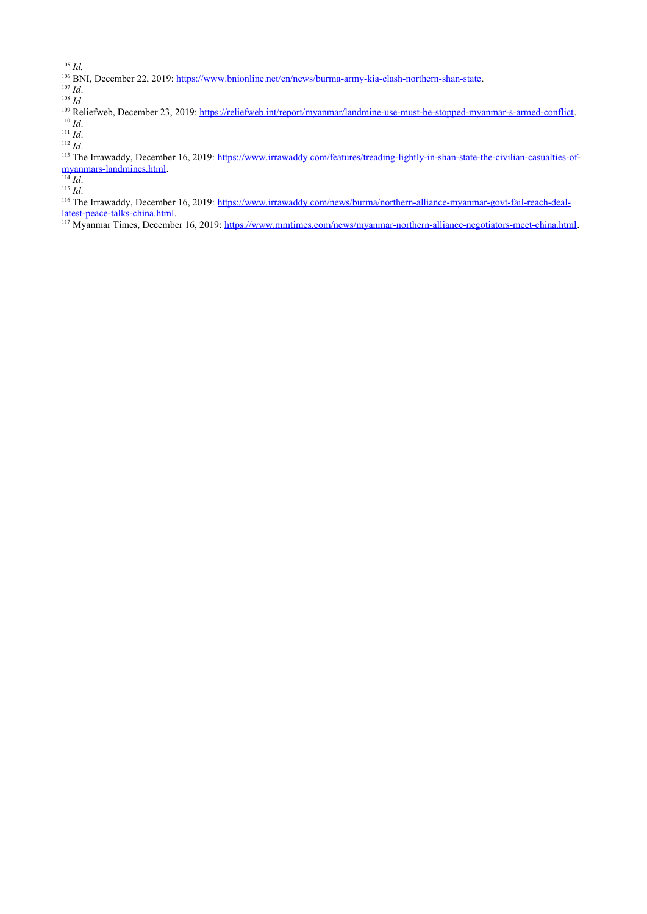[105] *Id.*

[106] BNI, December 22, 2019: https://www.bnionline.net/en/news/burma-army-kia-clash-northern-shan-state.

[107] *Id*.

[108] *Id*.

[109] Reliefweb, December 23, 2019: https://reliefweb.int/report/myanmar/landmine-use-must-be-stopped-myanmar-s-armed-conflict.

[110] *Id*.

[111] *Id*.

[112] *Id*.

[113] The Irrawaddy, December 16, 2019: https://www.irrawaddy.com/features/treading-lightly-in-shan-state-the-civilian-casualties-of-myanmars-landmines.html.

[114] *Id*.

[115] *Id*.

[116] The Irrawaddy, December 16, 2019: https://www.irrawaddy.com/news/burma/northern-alliance-myanmar-govt-fail-reach-deal-latest-peace-talks-china.html.

[117] Myanmar Times, December 16, 2019: https://www.mmtimes.com/news/myanmar-northern-alliance-negotiators-meet-china.html.